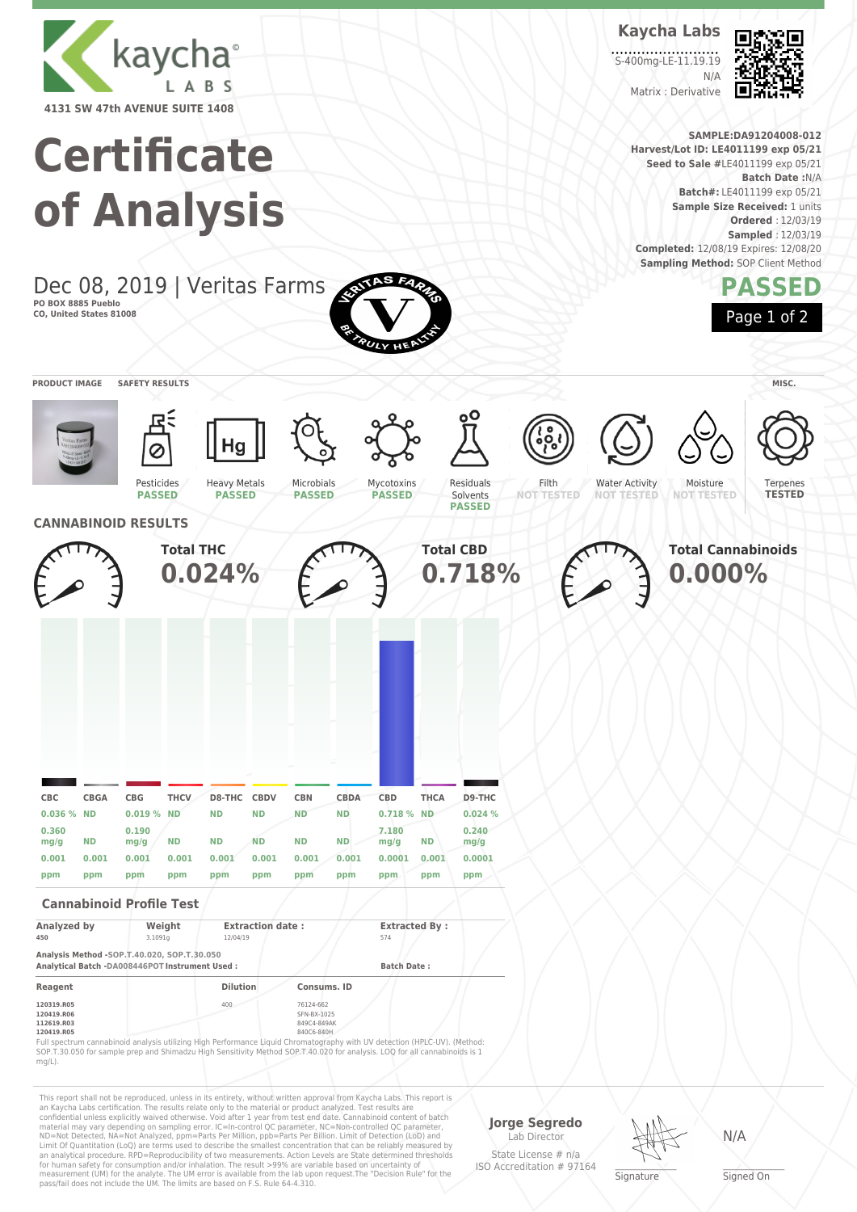kaycha LABS

4131 SW 47th AVENUE SUITE 1408

# Certificate of Analysis

**Kaycha Labs**

S-400mg-LE-11.19.19

N/A

Matrix : Derivative

**SAMPLE:DA91204008-012**
**Harvest/Lot ID: LE4011199 exp 05/21**
**Seed to Sale #**LE4011199 exp 05/21
**Batch Date :**N/A
**Batch#:** LE4011199 exp 05/21
**Sample Size Received:** 1 units
**Ordered** : 12/03/19
**Sampled** : 12/03/19
**Completed:** 12/08/19 **Expires:** 12/08/20
**Sampling Method:** SOP Client Method

## Dec 08, 2019 | Veritas Farms

**PO BOX 8885 Pueblo CO, United States 81008**

## PASSED

PRODUCT IMAGE | SAFETY RESULTS | MISC.

| Pesticides | Heavy Metals | Microbials | Mycotoxins | Residuals Solvents | Filth | Water Activity | Moisture | Terpenes |
|---|---|---|---|---|---|---|---|---|
| PASSED | PASSED | PASSED | PASSED | PASSED | NOT TESTED | NOT TESTED | NOT TESTED | TESTED |

## CANNABINOID RESULTS

**Total THC** 0.024%

**Total CBD** 0.718%

**Total Cannabinoids** 0.000%

| CBC | CBGA | CBG | THCV | D8-THC | CBDV | CBN | CBDA | CBD | THCA | D9-THC |
|---|---|---|---|---|---|---|---|---|---|---|
| 0.036 % | ND | 0.019 % | ND | ND | ND | ND | ND | 0.718 % | ND | 0.024 % |
| 0.360 mg/g | ND | 0.190 mg/g | ND | ND | ND | ND | ND | 7.180 mg/g | ND | 0.240 mg/g |
| 0.001 ppm | 0.001 ppm | 0.001 ppm | 0.001 ppm | 0.001 ppm | 0.001 ppm | 0.001 ppm | 0.001 ppm | 0.0001 ppm | 0.001 ppm | 0.0001 ppm |

### Cannabinoid Profile Test

| Analyzed by | Weight | Extraction date : | Extracted By : |
|---|---|---|---|
| 450 | 3.1091g | 12/04/19 | 574 |

Analysis Method -SOP.T.40.020, SOP.T.30.050
Analytical Batch -DA008446POT Instrument Used : Batch Date :

| Reagent | Dilution | Consums. ID |
|---|---|---|
| 120319.R05 | 400 | 76124-662 |
| 120419.R06 | | SFN-BX-1025 |
| 112619.R03 | | 849C4-849AK |
| 120419.R05 | | 840C6-840H |

Full spectrum cannabinoid analysis utilizing High Performance Liquid Chromatography with UV detection (HPLC-UV). (Method: SOP.T.30.050 for sample prep and Shimadzu High Sensitivity Method SOP.T.40.020 for analysis. LOQ for all cannabinoids is 1 mg/L).

This report shall not be reproduced, unless in its entirety, without written approval from Kaycha Labs. This report is an Kaycha Labs certification. The results relate only to the material or product analyzed. Test results are confidential unless explicitly waived otherwise. Void after 1 year from test end date. Cannabinoid content of batch material may vary depending on sampling error. IC=In-control QC parameter, NC=Non-controlled QC parameter, ND=Not Detected, NA=Not Analyzed, ppm=Parts Per Million, ppb=Parts Per Billion. Limit of Detection (LoD) and Limit Of Quantitation (LoQ) are terms used to describe the smallest concentration that can be reliably measured by an analytical procedure. RPD=Reproducibility of two measurements. Action Levels are State determined thresholds for human safety for consumption and/or inhalation. The result >99% are variable based on uncertainty of measurement (UM) for the analyte. The UM error is available from the lab upon request.The "Decision Rule" for the pass/fail does not include the UM. The limits are based on F.S. Rule 64-4.310.

**Jorge Segredo**
Lab Director
State License # n/a
ISO Accreditation # 97164

Signature

N/A
Signed On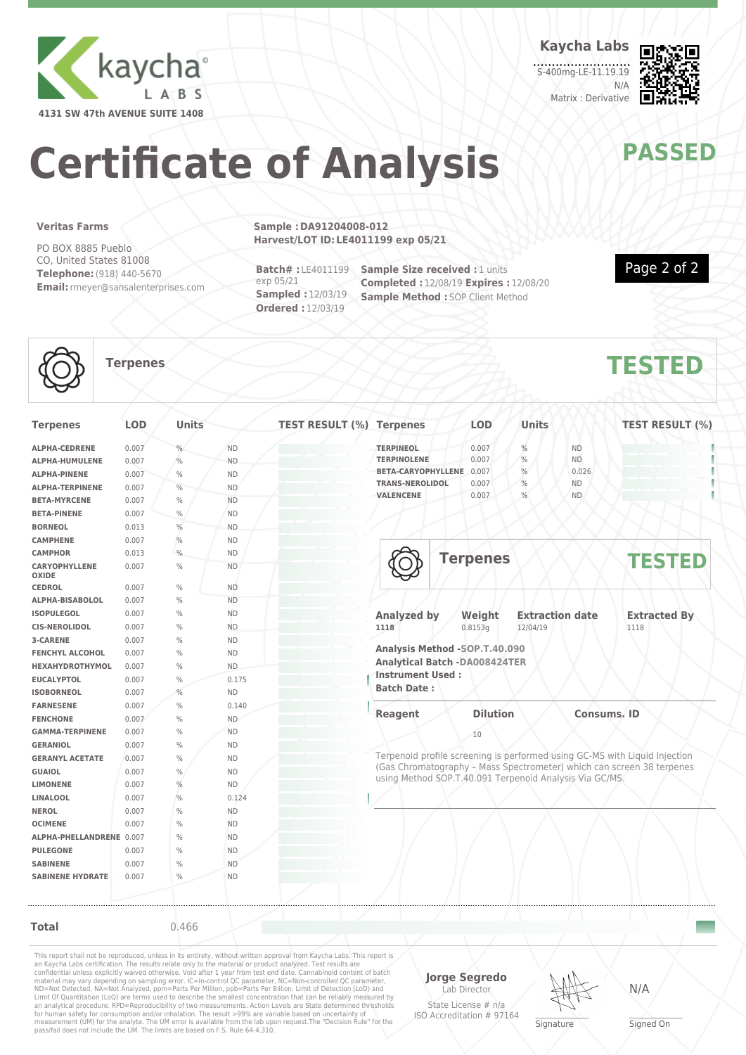Kaycha Labs

S-400mg-LE-11.19.19

N/A

Matrix : Derivative

# Certificate of Analysis

**PASSED**

**Veritas Farms**

PO BOX 8885 Pueblo
CO, United States 81008
**Telephone:** (918) 440-5670
**Email:** rmeyer@sansalenterprises.com

**Sample :** DA91204008-012
**Harvest/LOT ID:** LE4011199 exp 05/21

**Batch# :** LE4011199 exp 05/21
**Sampled :** 12/03/19
**Ordered :** 12/03/19

**Sample Size received :** 1 units
**Completed :** 12/08/19 **Expires :** 12/08/20
**Sample Method :** SOP Client Method

## Terpenes

**TESTED**

| Terpenes | LOD | Units | TEST RESULT (%) |
|---|---|---|---|
| ALPHA-CEDRENE | 0.007 | % | ND |
| ALPHA-HUMULENE | 0.007 | % | ND |
| ALPHA-PINENE | 0.007 | % | ND |
| ALPHA-TERPINENE | 0.007 | % | ND |
| BETA-MYRCENE | 0.007 | % | ND |
| BETA-PINENE | 0.007 | % | ND |
| BORNEOL | 0.013 | % | ND |
| CAMPHENE | 0.007 | % | ND |
| CAMPHOR | 0.013 | % | ND |
| CARYOPHYLLENE OXIDE | 0.007 | % | ND |
| CEDROL | 0.007 | % | ND |
| ALPHA-BISABOLOL | 0.007 | % | ND |
| ISOPULEGOL | 0.007 | % | ND |
| CIS-NEROLIDOL | 0.007 | % | ND |
| 3-CARENE | 0.007 | % | ND |
| FENCHYL ALCOHOL | 0.007 | % | ND |
| HEXAHYDROTHYMOL | 0.007 | % | ND |
| EUCALYPTOL | 0.007 | % | 0.175 |
| ISOBORNEOL | 0.007 | % | ND |
| FARNESENE | 0.007 | % | 0.140 |
| FENCHONE | 0.007 | % | ND |
| GAMMA-TERPINENE | 0.007 | % | ND |
| GERANIOL | 0.007 | % | ND |
| GERANYL ACETATE | 0.007 | % | ND |
| GUAIOL | 0.007 | % | ND |
| LIMONENE | 0.007 | % | ND |
| LINALOOL | 0.007 | % | 0.124 |
| NEROL | 0.007 | % | ND |
| OCIMENE | 0.007 | % | ND |
| ALPHA-PHELLANDRENE | 0.007 | % | ND |
| PULEGONE | 0.007 | % | ND |
| SABINENE | 0.007 | % | ND |
| SABINENE HYDRATE | 0.007 | % | ND |
| TERPINEOL | 0.007 | % | ND |
| TERPINOLENE | 0.007 | % | ND |
| BETA-CARYOPHYLLENE | 0.007 | % | 0.026 |
| TRANS-NEROLIDOL | 0.007 | % | ND |
| VALENCENE | 0.007 | % | ND |

**Total** 0.466

## Terpenes

**TESTED**

| Analyzed by | Weight | Extraction date | Extracted By |
|---|---|---|---|
| 1118 | 0.8153g | 12/04/19 | 1118 |

**Analysis Method** -SOP.T.40.090
**Analytical Batch** -DA008424TER
**Instrument Used :**
**Batch Date :**

| Reagent | Dilution | Consums. ID |
|---|---|---|
| | 10 | |

Terpenoid profile screening is performed using GC-MS with Liquid Injection (Gas Chromatography - Mass Spectrometer) which can screen 38 terpenes using Method SOP.T.40.091 Terpenoid Analysis Via GC/MS.

This report shall not be reproduced, unless in its entirety, without written approval from Kaycha Labs. This report is an Kaycha Labs certification. The results relate only to the material or product analyzed. Test results are confidential unless explicitly waived otherwise. Void after 1 year from test end date. Cannabinoid content of batch material may vary depending on sampling error. IC=In-control QC parameter, NC=Non-controlled QC parameter, ND=Not Detected, NA=Not Analyzed, ppm=Parts Per Million, ppb=Parts Per Billion. Limit of Detection (LoD) and Limit Of Quantitation (LoQ) are terms used to describe the smallest concentration that can be reliably measured by an analytical procedure. RPD=Reproducibility of two measurements. Action Levels are State determined thresholds for human safety for consumption and/or inhalation. The result >99% are variable based on uncertainty of measurement (UM) for the analyte. The UM error is available from the lab upon request.The "Decision Rule" for the pass/fail does not include the UM. The limits are based on F.S. Rule 64-4.310.

**Jorge Segredo**
Lab Director
State License # n/a
ISO Accreditation # 97164

Signature

N/A
Signed On